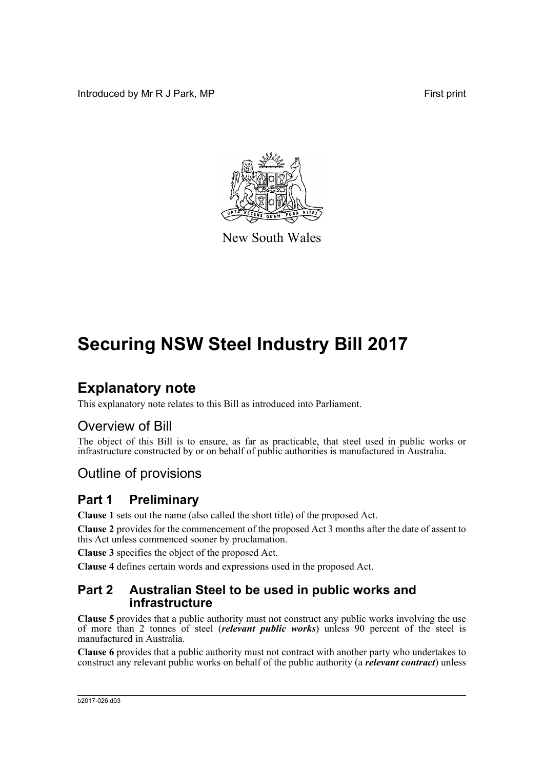Introduced by Mr R J Park, MP

First print

New South Wales

# Securing NSW Steel Industry Bill 2017

## Explanatory note

This explanatory note relates to this Bill as introduced into Parliament.

### Overview of Bill

The object of this Bill is to ensure, as far as practicable, that steel used in public works or infrastructure constructed by or on behalf of public authorities is manufactured in Australia.

### Outline of provisions

## Part 1 Preliminary

**Clause 1** sets out the name (also called the short title) of the proposed Act.

**Clause 2** provides for the commencement of the proposed Act 3 months after the date of assent to this Act unless commenced sooner by proclamation.

**Clause 3** specifies the object of the proposed Act.

**Clause 4** defines certain words and expressions used in the proposed Act.

## Part 2 Australian Steel to be used in public works and infrastructure

**Clause 5** provides that a public authority must not construct any public works involving the use of more than 2 tonnes of steel (***relevant public works***) unless 90 percent of the steel is manufactured in Australia.

**Clause 6** provides that a public authority must not contract with another party who undertakes to construct any relevant public works on behalf of the public authority (a ***relevant contract***) unless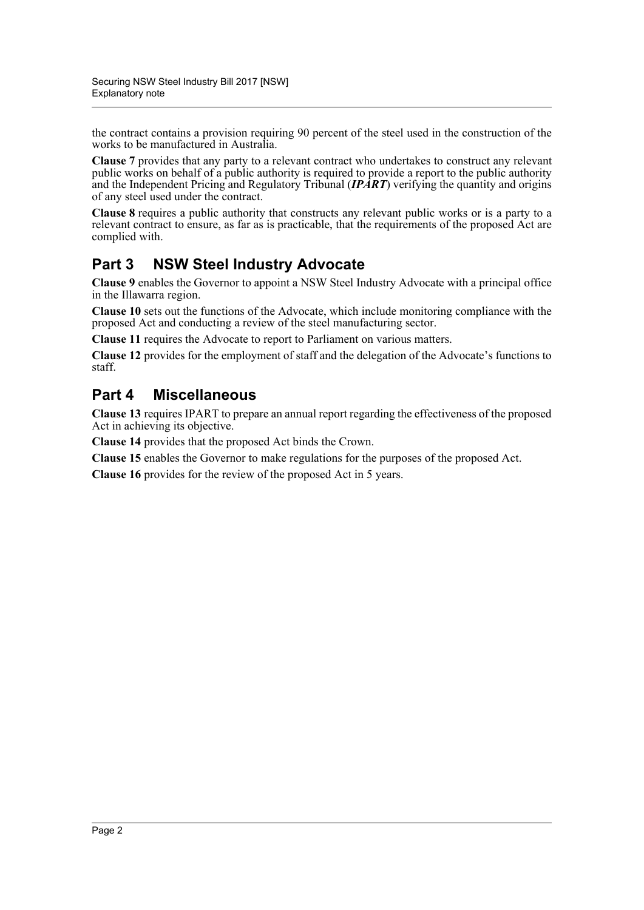the contract contains a provision requiring 90 percent of the steel used in the construction of the works to be manufactured in Australia.

**Clause 7** provides that any party to a relevant contract who undertakes to construct any relevant public works on behalf of a public authority is required to provide a report to the public authority and the Independent Pricing and Regulatory Tribunal (***IPART***) verifying the quantity and origins of any steel used under the contract.

**Clause 8** requires a public authority that constructs any relevant public works or is a party to a relevant contract to ensure, as far as is practicable, that the requirements of the proposed Act are complied with.

## Part 3 NSW Steel Industry Advocate

**Clause 9** enables the Governor to appoint a NSW Steel Industry Advocate with a principal office in the Illawarra region.

**Clause 10** sets out the functions of the Advocate, which include monitoring compliance with the proposed Act and conducting a review of the steel manufacturing sector.

**Clause 11** requires the Advocate to report to Parliament on various matters.

**Clause 12** provides for the employment of staff and the delegation of the Advocate's functions to staff.

## Part 4 Miscellaneous

**Clause 13** requires IPART to prepare an annual report regarding the effectiveness of the proposed Act in achieving its objective.

**Clause 14** provides that the proposed Act binds the Crown.

**Clause 15** enables the Governor to make regulations for the purposes of the proposed Act.

**Clause 16** provides for the review of the proposed Act in 5 years.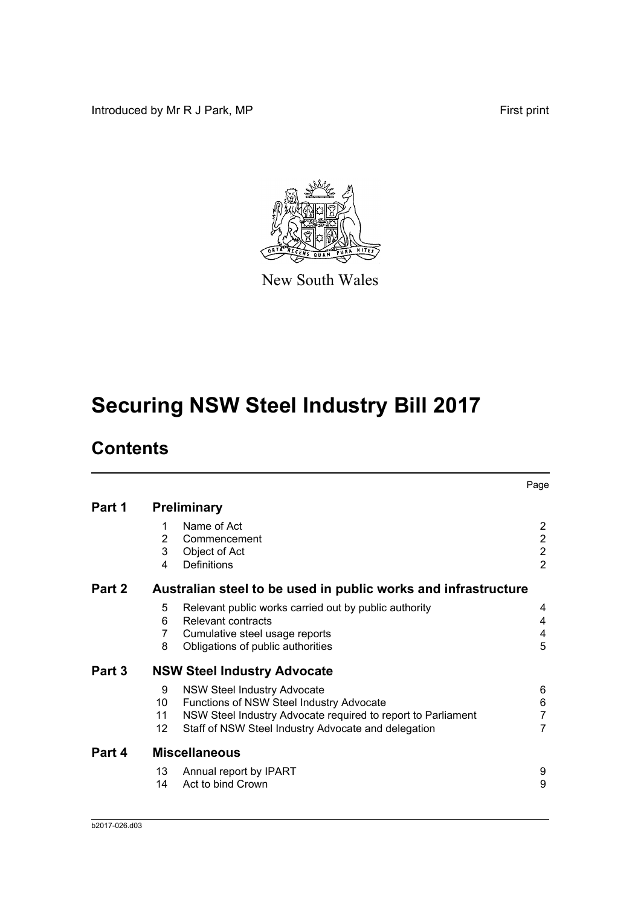Introduced by Mr R J Park, MP

First print

New South Wales

# Securing NSW Steel Industry Bill 2017

## Contents

| | | | Page |
|---|---|---|---|
| **Part 1** | **Preliminary** | | |
| | 1 | Name of Act | 2 |
| | 2 | Commencement | 2 |
| | 3 | Object of Act | 2 |
| | 4 | Definitions | 2 |
| **Part 2** | **Australian steel to be used in public works and infrastructure** | | |
| | 5 | Relevant public works carried out by public authority | 4 |
| | 6 | Relevant contracts | 4 |
| | 7 | Cumulative steel usage reports | 4 |
| | 8 | Obligations of public authorities | 5 |
| **Part 3** | **NSW Steel Industry Advocate** | | |
| | 9 | NSW Steel Industry Advocate | 6 |
| | 10 | Functions of NSW Steel Industry Advocate | 6 |
| | 11 | NSW Steel Industry Advocate required to report to Parliament | 7 |
| | 12 | Staff of NSW Steel Industry Advocate and delegation | 7 |
| **Part 4** | **Miscellaneous** | | |
| | 13 | Annual report by IPART | 9 |
| | 14 | Act to bind Crown | 9 |

b2017-026.d03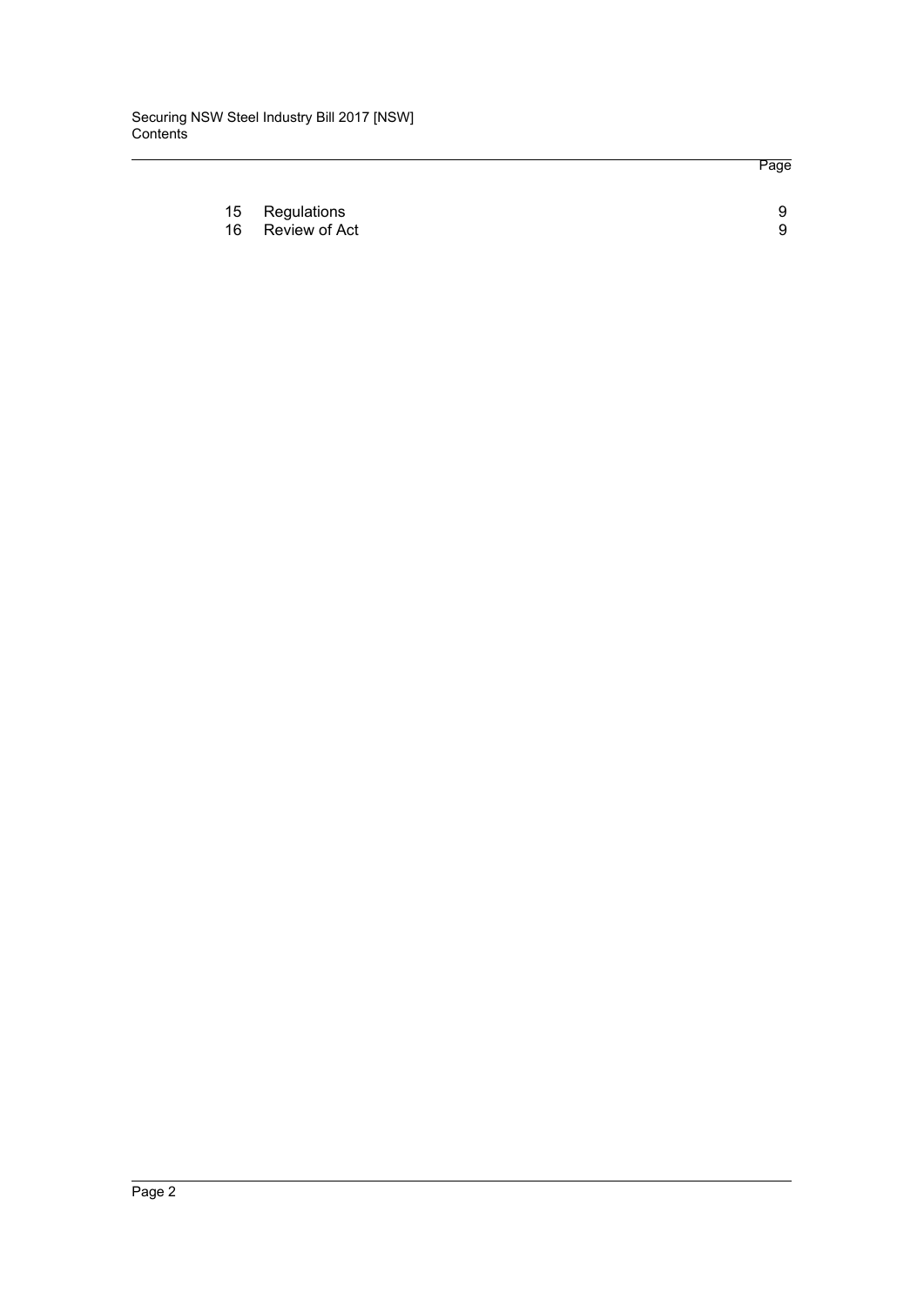| | | Page |
|---|---|---|
| 15 | Regulations | 9 |
| 16 | Review of Act | 9 |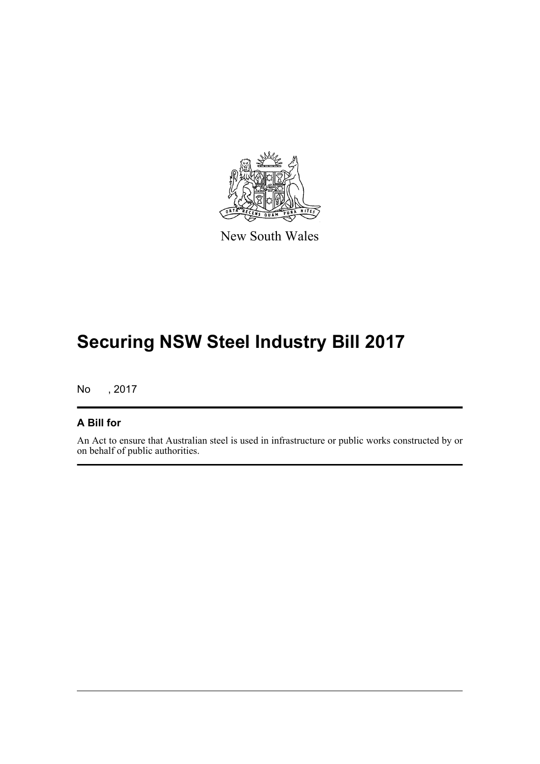New South Wales

# Securing NSW Steel Industry Bill 2017

No , 2017

## A Bill for

An Act to ensure that Australian steel is used in infrastructure or public works constructed by or on behalf of public authorities.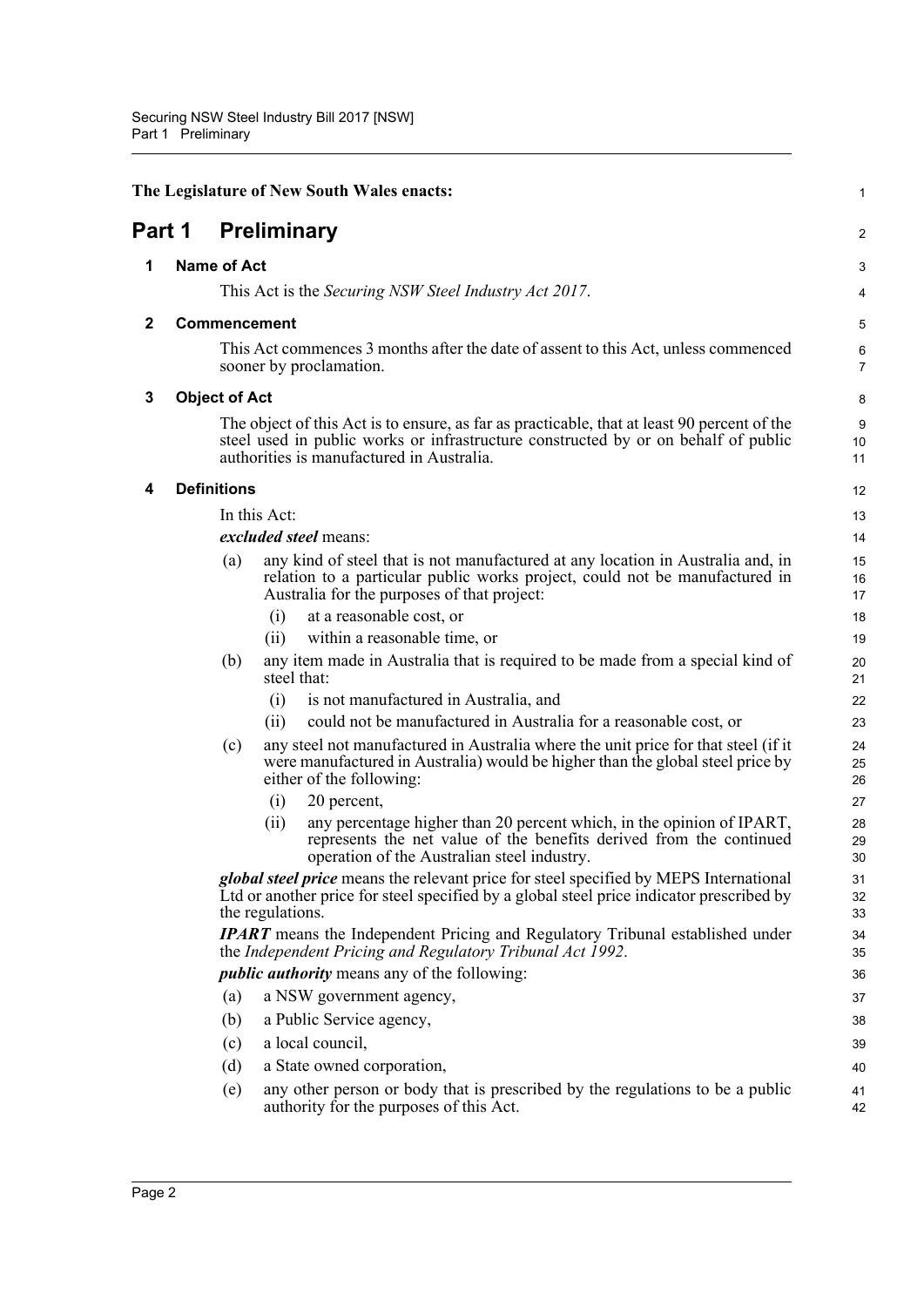The Legislature of New South Wales enacts:

# Part 1 Preliminary

## 1 Name of Act

This Act is the *Securing NSW Steel Industry Act 2017*.

## 2 Commencement

This Act commences 3 months after the date of assent to this Act, unless commenced sooner by proclamation.

## 3 Object of Act

The object of this Act is to ensure, as far as practicable, that at least 90 percent of the steel used in public works or infrastructure constructed by or on behalf of public authorities is manufactured in Australia.

## 4 Definitions

In this Act:

***excluded steel*** means:

- (a) any kind of steel that is not manufactured at any location in Australia and, in relation to a particular public works project, could not be manufactured in Australia for the purposes of that project:
  - (i) at a reasonable cost, or
  - (ii) within a reasonable time, or
- (b) any item made in Australia that is required to be made from a special kind of steel that:
  - (i) is not manufactured in Australia, and
  - (ii) could not be manufactured in Australia for a reasonable cost, or
- (c) any steel not manufactured in Australia where the unit price for that steel (if it were manufactured in Australia) would be higher than the global steel price by either of the following:
  - (i) 20 percent,
  - (ii) any percentage higher than 20 percent which, in the opinion of IPART, represents the net value of the benefits derived from the continued operation of the Australian steel industry.

***global steel price*** means the relevant price for steel specified by MEPS International Ltd or another price for steel specified by a global steel price indicator prescribed by the regulations.

***IPART*** means the Independent Pricing and Regulatory Tribunal established under the *Independent Pricing and Regulatory Tribunal Act 1992*.

***public authority*** means any of the following:

- (a) a NSW government agency,
- (b) a Public Service agency,
- (c) a local council,
- (d) a State owned corporation,
- (e) any other person or body that is prescribed by the regulations to be a public authority for the purposes of this Act.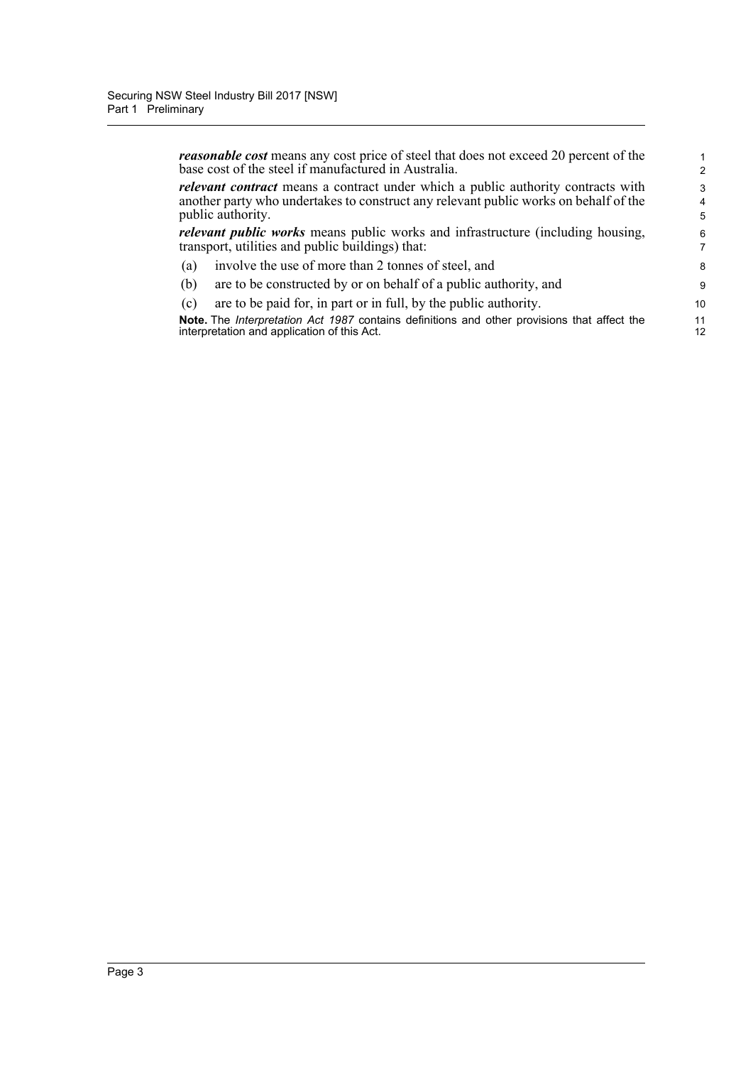***reasonable cost*** means any cost price of steel that does not exceed 20 percent of the base cost of the steel if manufactured in Australia.

***relevant contract*** means a contract under which a public authority contracts with another party who undertakes to construct any relevant public works on behalf of the public authority.

***relevant public works*** means public works and infrastructure (including housing, transport, utilities and public buildings) that:

(a) involve the use of more than 2 tonnes of steel, and

(b) are to be constructed by or on behalf of a public authority, and

(c) are to be paid for, in part or in full, by the public authority.

**Note.** The *Interpretation Act 1987* contains definitions and other provisions that affect the interpretation and application of this Act.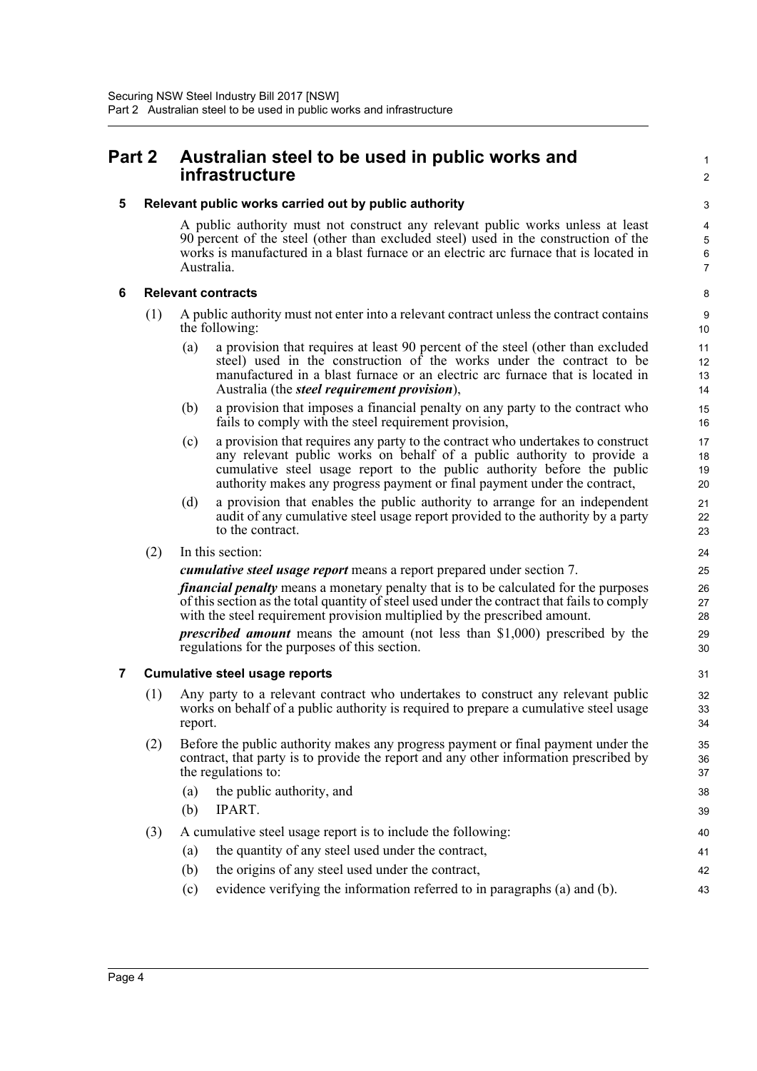# Part 2 Australian steel to be used in public works and infrastructure

## 5 Relevant public works carried out by public authority

A public authority must not construct any relevant public works unless at least 90 percent of the steel (other than excluded steel) used in the construction of the works is manufactured in a blast furnace or an electric arc furnace that is located in Australia.

## 6 Relevant contracts

(1) A public authority must not enter into a relevant contract unless the contract contains the following:

- (a) a provision that requires at least 90 percent of the steel (other than excluded steel) used in the construction of the works under the contract to be manufactured in a blast furnace or an electric arc furnace that is located in Australia (the ***steel requirement provision***),
- (b) a provision that imposes a financial penalty on any party to the contract who fails to comply with the steel requirement provision,
- (c) a provision that requires any party to the contract who undertakes to construct any relevant public works on behalf of a public authority to provide a cumulative steel usage report to the public authority before the public authority makes any progress payment or final payment under the contract,
- (d) a provision that enables the public authority to arrange for an independent audit of any cumulative steel usage report provided to the authority by a party to the contract.

(2) In this section:

***cumulative steel usage report*** means a report prepared under section 7.

***financial penalty*** means a monetary penalty that is to be calculated for the purposes of this section as the total quantity of steel used under the contract that fails to comply with the steel requirement provision multiplied by the prescribed amount.

***prescribed amount*** means the amount (not less than $1,000) prescribed by the regulations for the purposes of this section.

## 7 Cumulative steel usage reports

(1) Any party to a relevant contract who undertakes to construct any relevant public works on behalf of a public authority is required to prepare a cumulative steel usage report.

(2) Before the public authority makes any progress payment or final payment under the contract, that party is to provide the report and any other information prescribed by the regulations to:

- (a) the public authority, and
- (b) IPART.

(3) A cumulative steel usage report is to include the following:

- (a) the quantity of any steel used under the contract,
- (b) the origins of any steel used under the contract,
- (c) evidence verifying the information referred to in paragraphs (a) and (b).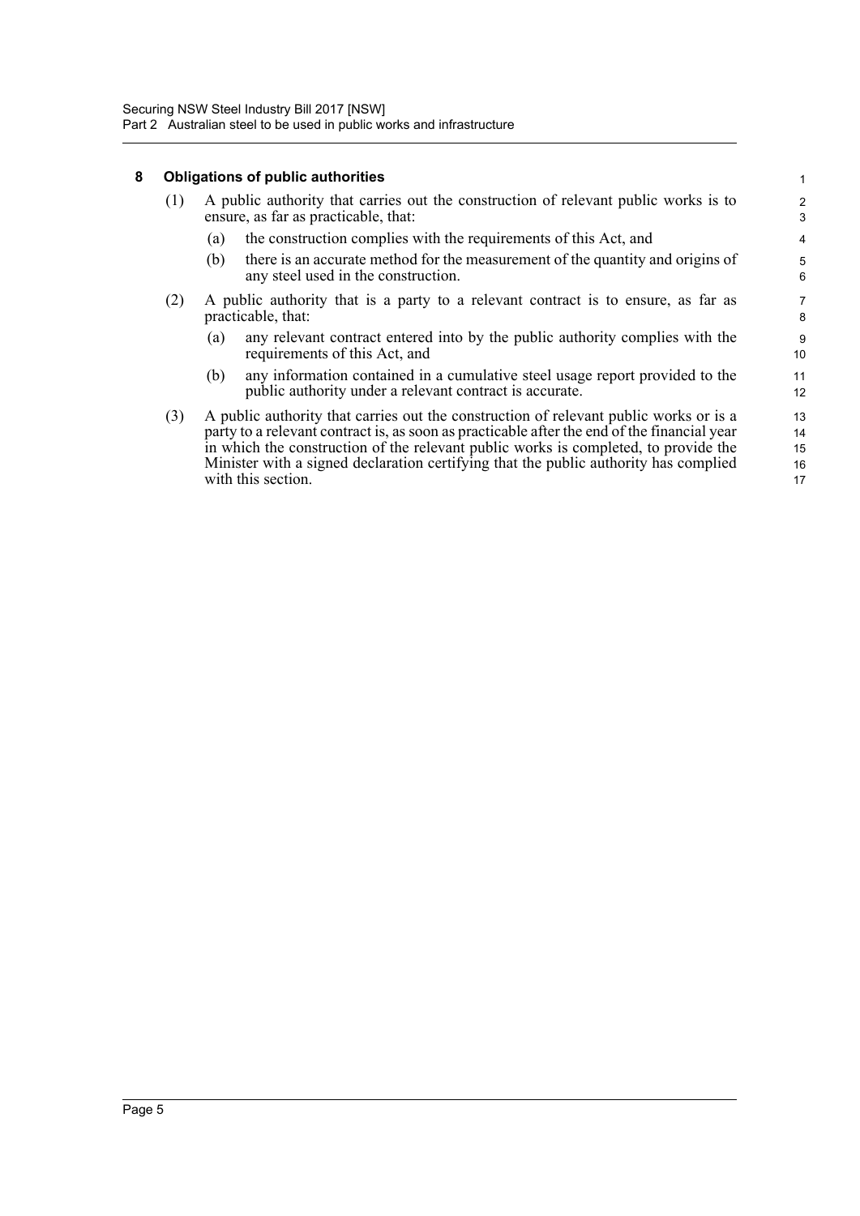### 8 Obligations of public authorities

(1) A public authority that carries out the construction of relevant public works is to ensure, as far as practicable, that:

  (a) the construction complies with the requirements of this Act, and

  (b) there is an accurate method for the measurement of the quantity and origins of any steel used in the construction.

(2) A public authority that is a party to a relevant contract is to ensure, as far as practicable, that:

  (a) any relevant contract entered into by the public authority complies with the requirements of this Act, and

  (b) any information contained in a cumulative steel usage report provided to the public authority under a relevant contract is accurate.

(3) A public authority that carries out the construction of relevant public works or is a party to a relevant contract is, as soon as practicable after the end of the financial year in which the construction of the relevant public works is completed, to provide the Minister with a signed declaration certifying that the public authority has complied with this section.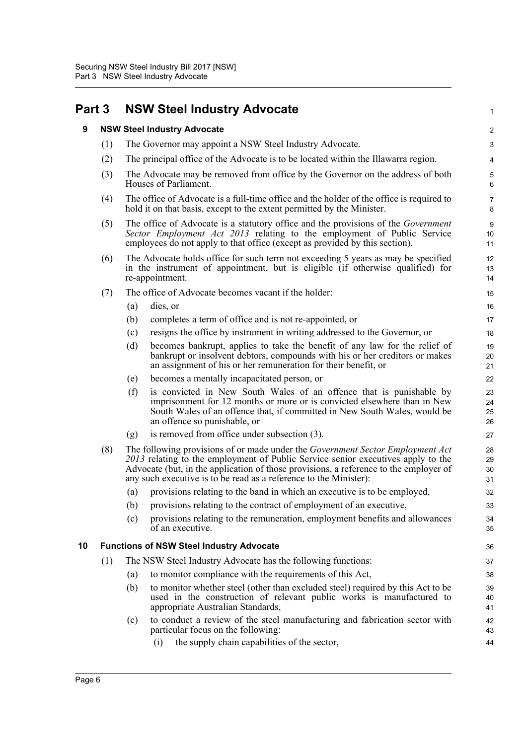# Part 3 NSW Steel Industry Advocate

## 9 NSW Steel Industry Advocate

(1) The Governor may appoint a NSW Steel Industry Advocate.

(2) The principal office of the Advocate is to be located within the Illawarra region.

(3) The Advocate may be removed from office by the Governor on the address of both Houses of Parliament.

(4) The office of Advocate is a full-time office and the holder of the office is required to hold it on that basis, except to the extent permitted by the Minister.

(5) The office of Advocate is a statutory office and the provisions of the *Government Sector Employment Act 2013* relating to the employment of Public Service employees do not apply to that office (except as provided by this section).

(6) The Advocate holds office for such term not exceeding 5 years as may be specified in the instrument of appointment, but is eligible (if otherwise qualified) for re-appointment.

(7) The office of Advocate becomes vacant if the holder:

- (a) dies, or
- (b) completes a term of office and is not re-appointed, or
- (c) resigns the office by instrument in writing addressed to the Governor, or
- (d) becomes bankrupt, applies to take the benefit of any law for the relief of bankrupt or insolvent debtors, compounds with his or her creditors or makes an assignment of his or her remuneration for their benefit, or
- (e) becomes a mentally incapacitated person, or
- (f) is convicted in New South Wales of an offence that is punishable by imprisonment for 12 months or more or is convicted elsewhere than in New South Wales of an offence that, if committed in New South Wales, would be an offence so punishable, or
- (g) is removed from office under subsection (3).

(8) The following provisions of or made under the *Government Sector Employment Act 2013* relating to the employment of Public Service senior executives apply to the Advocate (but, in the application of those provisions, a reference to the employer of any such executive is to be read as a reference to the Minister):

- (a) provisions relating to the band in which an executive is to be employed,
- (b) provisions relating to the contract of employment of an executive,
- (c) provisions relating to the remuneration, employment benefits and allowances of an executive.

## 10 Functions of NSW Steel Industry Advocate

(1) The NSW Steel Industry Advocate has the following functions:

- (a) to monitor compliance with the requirements of this Act,
- (b) to monitor whether steel (other than excluded steel) required by this Act to be used in the construction of relevant public works is manufactured to appropriate Australian Standards,
- (c) to conduct a review of the steel manufacturing and fabrication sector with particular focus on the following:
  - (i) the supply chain capabilities of the sector,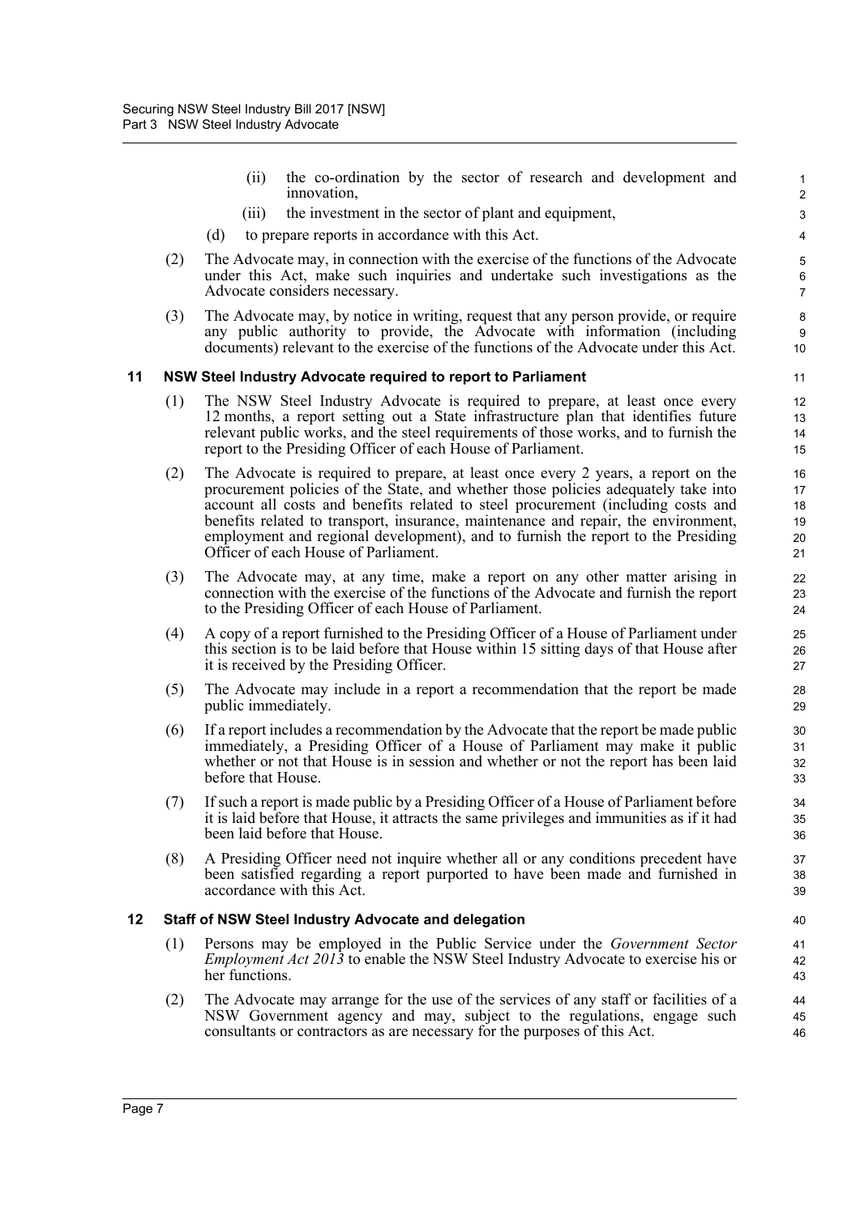(ii) the co-ordination by the sector of research and development and innovation,

(iii) the investment in the sector of plant and equipment,

(d) to prepare reports in accordance with this Act.

(2) The Advocate may, in connection with the exercise of the functions of the Advocate under this Act, make such inquiries and undertake such investigations as the Advocate considers necessary.

(3) The Advocate may, by notice in writing, request that any person provide, or require any public authority to provide, the Advocate with information (including documents) relevant to the exercise of the functions of the Advocate under this Act.

### 11 NSW Steel Industry Advocate required to report to Parliament

(1) The NSW Steel Industry Advocate is required to prepare, at least once every 12 months, a report setting out a State infrastructure plan that identifies future relevant public works, and the steel requirements of those works, and to furnish the report to the Presiding Officer of each House of Parliament.

(2) The Advocate is required to prepare, at least once every 2 years, a report on the procurement policies of the State, and whether those policies adequately take into account all costs and benefits related to steel procurement (including costs and benefits related to transport, insurance, maintenance and repair, the environment, employment and regional development), and to furnish the report to the Presiding Officer of each House of Parliament.

(3) The Advocate may, at any time, make a report on any other matter arising in connection with the exercise of the functions of the Advocate and furnish the report to the Presiding Officer of each House of Parliament.

(4) A copy of a report furnished to the Presiding Officer of a House of Parliament under this section is to be laid before that House within 15 sitting days of that House after it is received by the Presiding Officer.

(5) The Advocate may include in a report a recommendation that the report be made public immediately.

(6) If a report includes a recommendation by the Advocate that the report be made public immediately, a Presiding Officer of a House of Parliament may make it public whether or not that House is in session and whether or not the report has been laid before that House.

(7) If such a report is made public by a Presiding Officer of a House of Parliament before it is laid before that House, it attracts the same privileges and immunities as if it had been laid before that House.

(8) A Presiding Officer need not inquire whether all or any conditions precedent have been satisfied regarding a report purported to have been made and furnished in accordance with this Act.

### 12 Staff of NSW Steel Industry Advocate and delegation

(1) Persons may be employed in the Public Service under the *Government Sector Employment Act 2013* to enable the NSW Steel Industry Advocate to exercise his or her functions.

(2) The Advocate may arrange for the use of the services of any staff or facilities of a NSW Government agency and may, subject to the regulations, engage such consultants or contractors as are necessary for the purposes of this Act.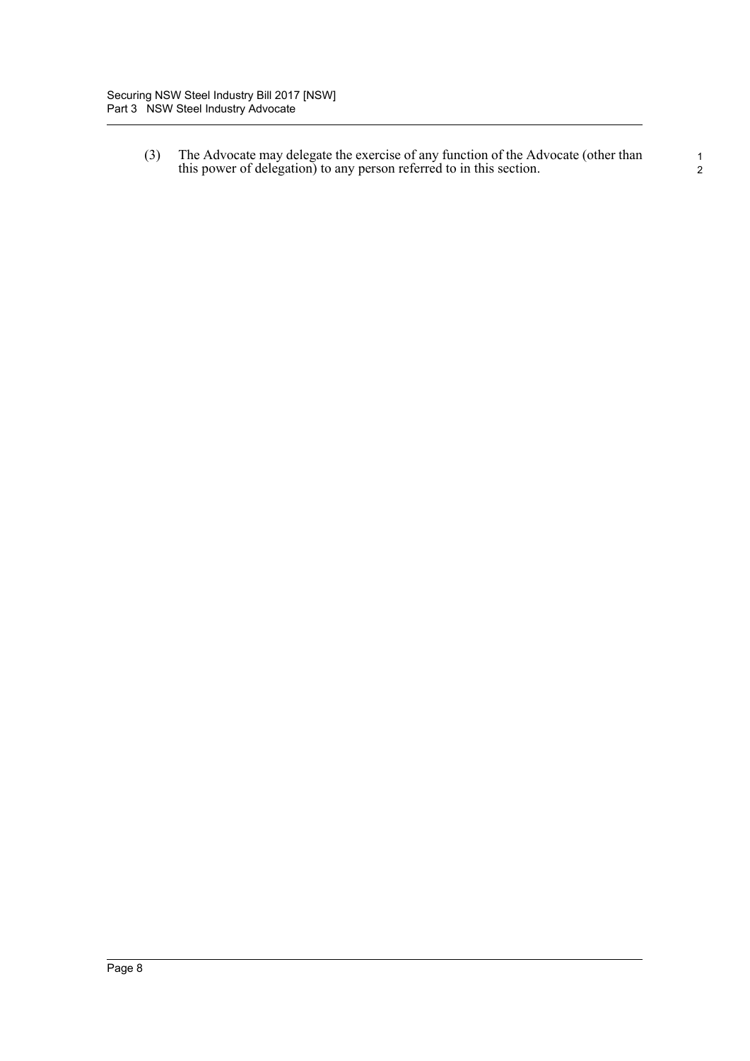(3) The Advocate may delegate the exercise of any function of the Advocate (other than this power of delegation) to any person referred to in this section.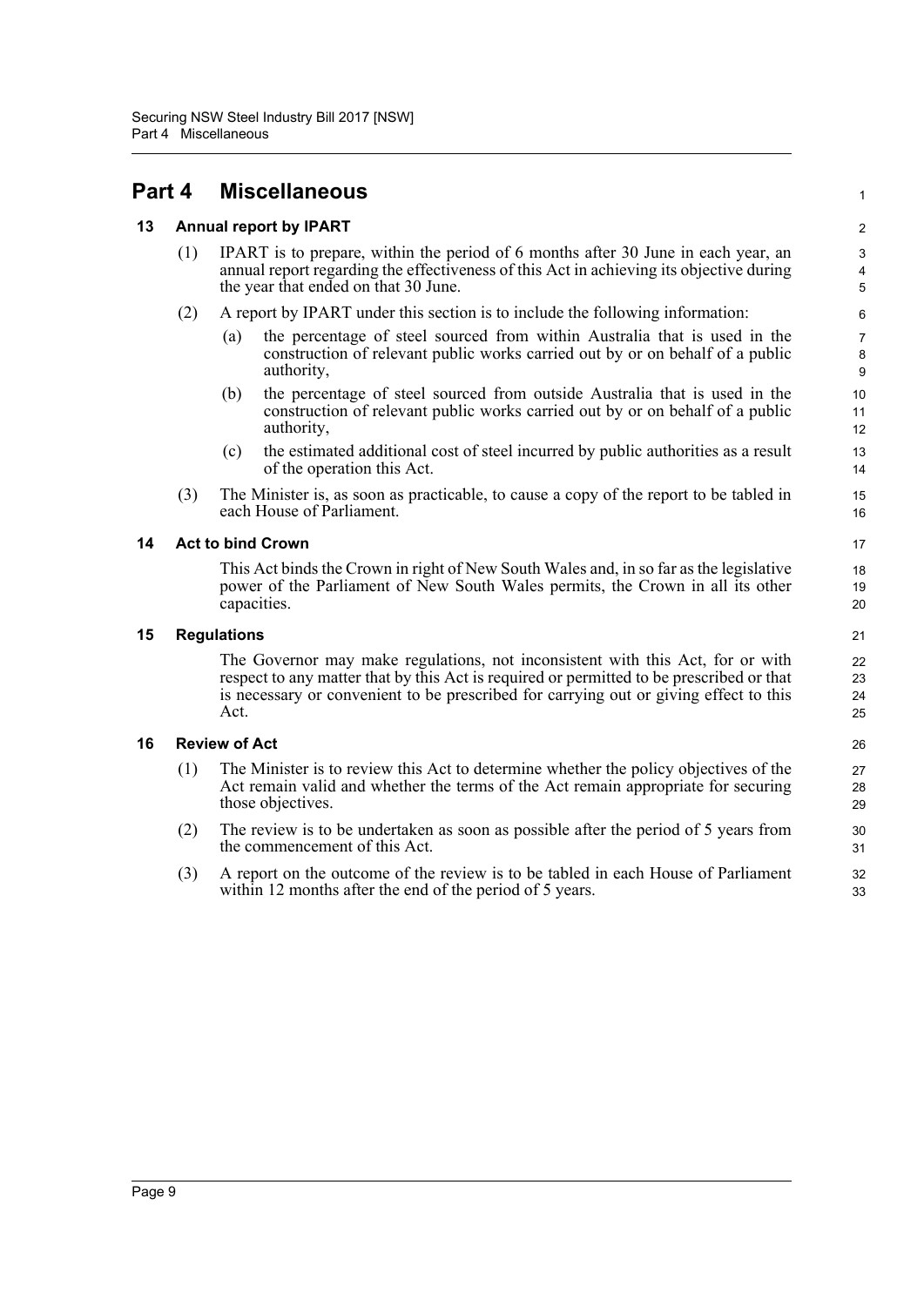# Part 4 Miscellaneous

## 13 Annual report by IPART

(1) IPART is to prepare, within the period of 6 months after 30 June in each year, an annual report regarding the effectiveness of this Act in achieving its objective during the year that ended on that 30 June.

(2) A report by IPART under this section is to include the following information:

(a) the percentage of steel sourced from within Australia that is used in the construction of relevant public works carried out by or on behalf of a public authority,

(b) the percentage of steel sourced from outside Australia that is used in the construction of relevant public works carried out by or on behalf of a public authority,

(c) the estimated additional cost of steel incurred by public authorities as a result of the operation this Act.

(3) The Minister is, as soon as practicable, to cause a copy of the report to be tabled in each House of Parliament.

## 14 Act to bind Crown

This Act binds the Crown in right of New South Wales and, in so far as the legislative power of the Parliament of New South Wales permits, the Crown in all its other capacities.

## 15 Regulations

The Governor may make regulations, not inconsistent with this Act, for or with respect to any matter that by this Act is required or permitted to be prescribed or that is necessary or convenient to be prescribed for carrying out or giving effect to this Act.

## 16 Review of Act

(1) The Minister is to review this Act to determine whether the policy objectives of the Act remain valid and whether the terms of the Act remain appropriate for securing those objectives.

(2) The review is to be undertaken as soon as possible after the period of 5 years from the commencement of this Act.

(3) A report on the outcome of the review is to be tabled in each House of Parliament within 12 months after the end of the period of 5 years.